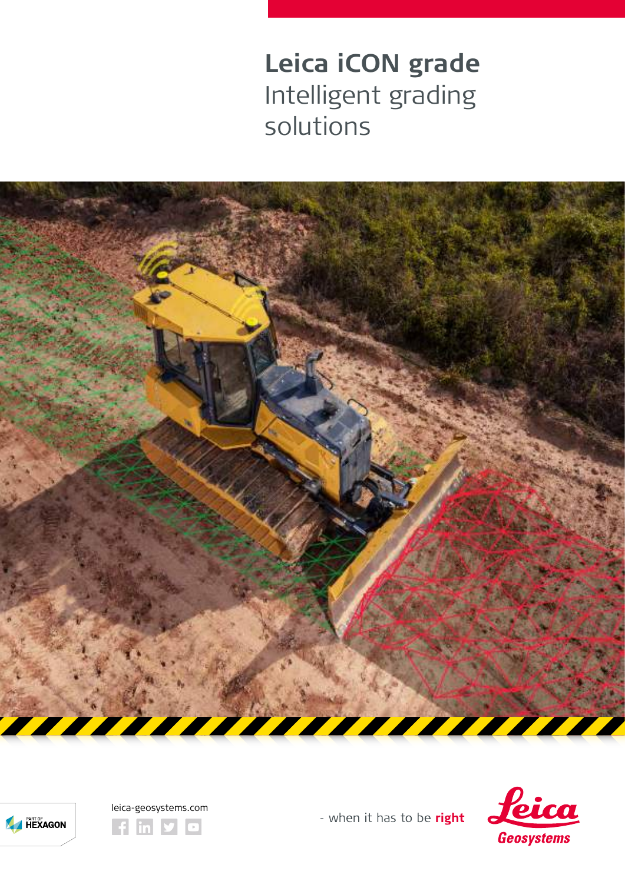# Leica iCON grade

Intelligent grading solutions

PART OF HEXAGON

leica-geosystems.com

- when it has to be **right**

Leica Geosystems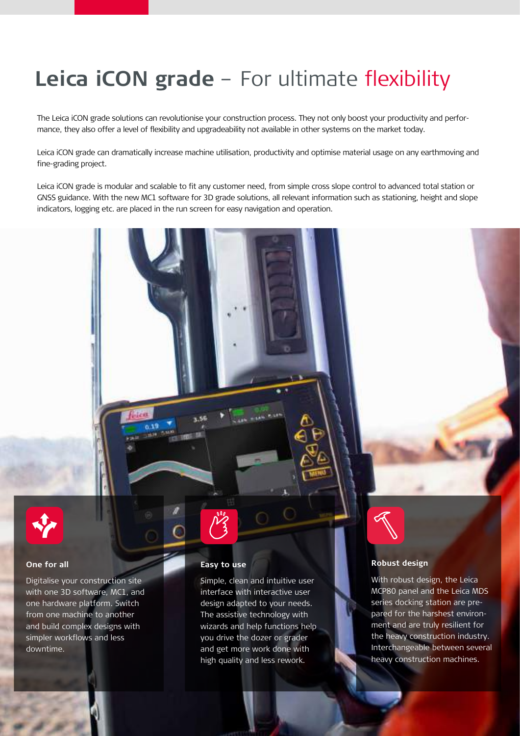# **Leica iCON grade** – For ultimate flexibility

The Leica iCON grade solutions can revolutionise your construction process. They not only boost your productivity and performance, they also offer a level of flexibility and upgradeability not available in other systems on the market today.

Leica iCON grade can dramatically increase machine utilisation, productivity and optimise material usage on any earthmoving and fine-grading project.

Leica iCON grade is modular and scalable to fit any customer need, from simple cross slope control to advanced total station or GNSS guidance. With the new MC1 software for 3D grade solutions, all relevant information such as stationing, height and slope indicators, logging etc. are placed in the run screen for easy navigation and operation.

### One for all

Digitalise your construction site with one 3D software, MC1, and one hardware platform. Switch from one machine to another and build complex designs with simpler workflows and less downtime.

### Easy to use

Simple, clean and intuitive user interface with interactive user design adapted to your needs. The assistive technology with wizards and help functions help you drive the dozer or grader and get more work done with high quality and less rework.

### Robust design

With robust design, the Leica MCP80 panel and the Leica MDS series docking station are prepared for the harshest environment and are truly resilient for the heavy construction industry. Interchangeable between several heavy construction machines.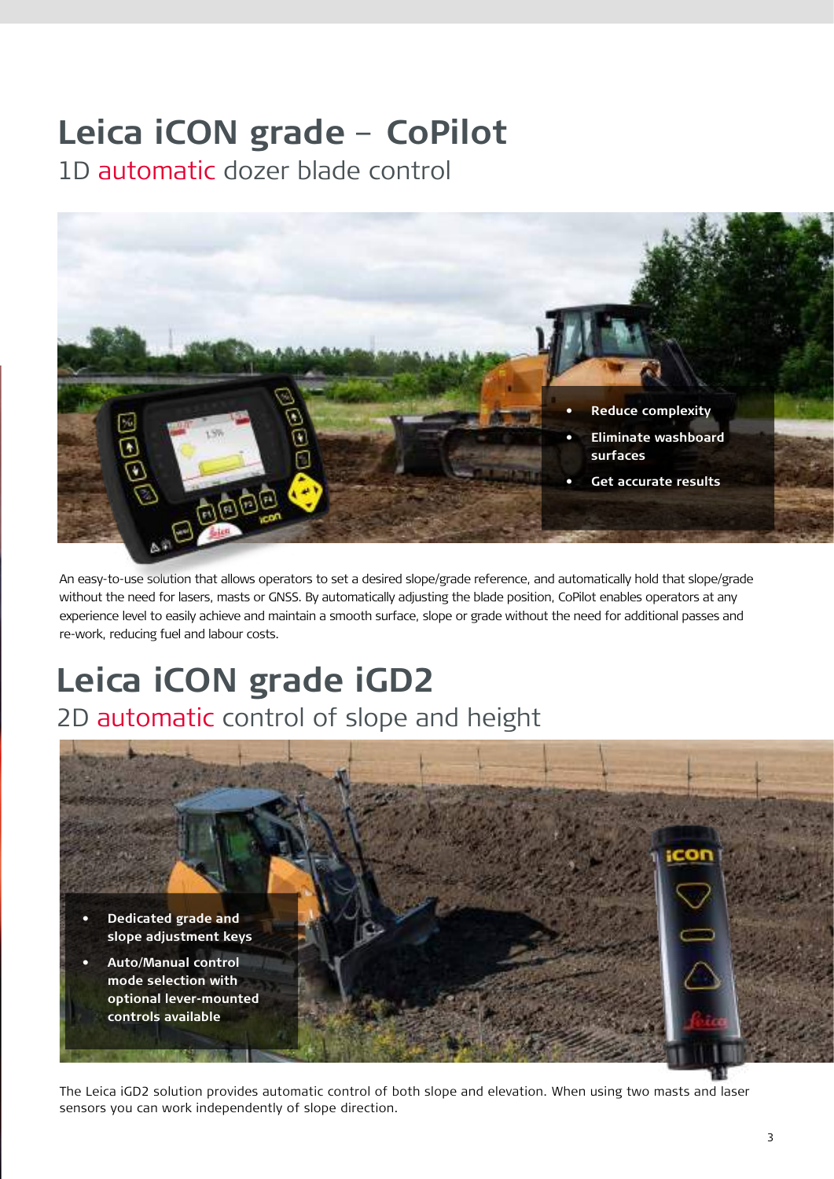# Leica iCON grade – CoPilot

## 1D automatic dozer blade control

- Reduce complexity
- Eliminate washboard surfaces
- Get accurate results

An easy-to-use solution that allows operators to set a desired slope/grade reference, and automatically hold that slope/grade without the need for lasers, masts or GNSS. By automatically adjusting the blade position, CoPilot enables operators at any experience level to easily achieve and maintain a smooth surface, slope or grade without the need for additional passes and re-work, reducing fuel and labour costs.

# Leica iCON grade iGD2

## 2D automatic control of slope and height

- Dedicated grade and slope adjustment keys
- Auto/Manual control mode selection with optional lever-mounted controls available

The Leica iGD2 solution provides automatic control of both slope and elevation. When using two masts and laser sensors you can work independently of slope direction.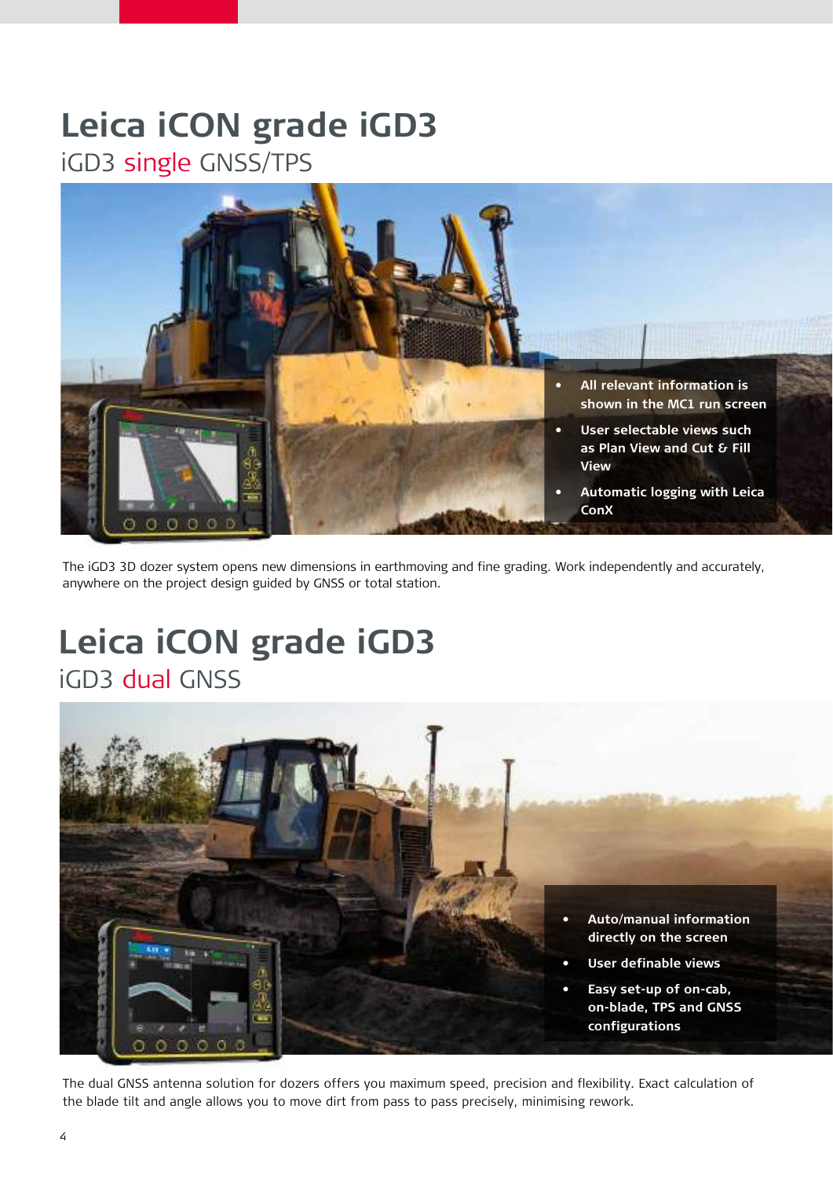# Leica iCON grade iGD3

## iGD3 single GNSS/TPS

- All relevant information is shown in the MC1 run screen
- User selectable views such as Plan View and Cut & Fill View
- Automatic logging with Leica ConX

The iGD3 3D dozer system opens new dimensions in earthmoving and fine grading. Work independently and accurately, anywhere on the project design guided by GNSS or total station.

# Leica iCON grade iGD3

## iGD3 dual GNSS

- Auto/manual information directly on the screen
- User definable views
- Easy set-up of on-cab, on-blade, TPS and GNSS configurations

The dual GNSS antenna solution for dozers offers you maximum speed, precision and flexibility. Exact calculation of the blade tilt and angle allows you to move dirt from pass to pass precisely, minimising rework.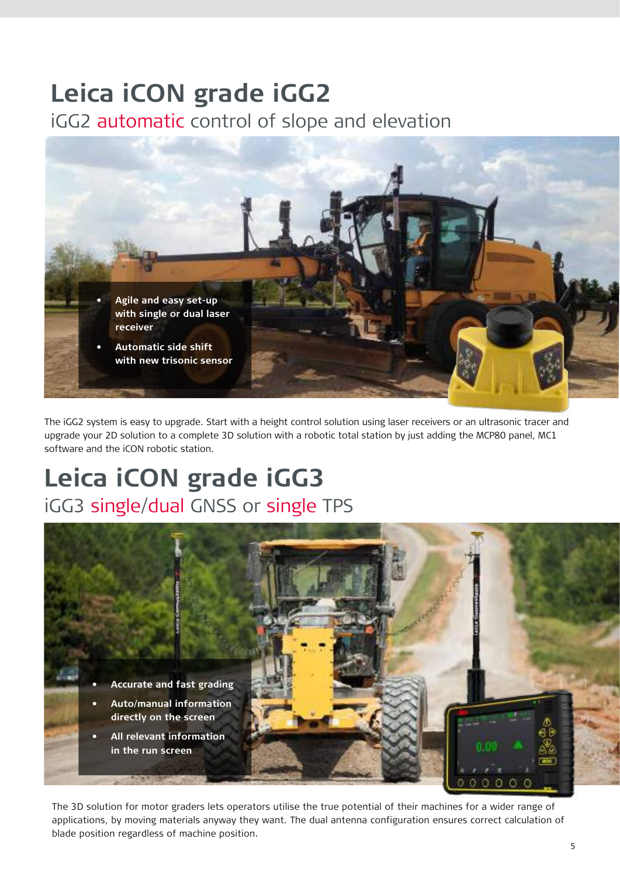# Leica iCON grade iGG2

## iGG2 automatic control of slope and elevation

- Agile and easy set-up with single or dual laser receiver
- Automatic side shift with new trisonic sensor

The iGG2 system is easy to upgrade. Start with a height control solution using laser receivers or an ultrasonic tracer and upgrade your 2D solution to a complete 3D solution with a robotic total station by just adding the MCP80 panel, MC1 software and the iCON robotic station.

# Leica iCON grade iGG3

## iGG3 single/dual GNSS or single TPS

- Accurate and fast grading
- Auto/manual information directly on the screen
- All relevant information in the run screen

The 3D solution for motor graders lets operators utilise the true potential of their machines for a wider range of applications, by moving materials anyway they want. The dual antenna configuration ensures correct calculation of blade position regardless of machine position.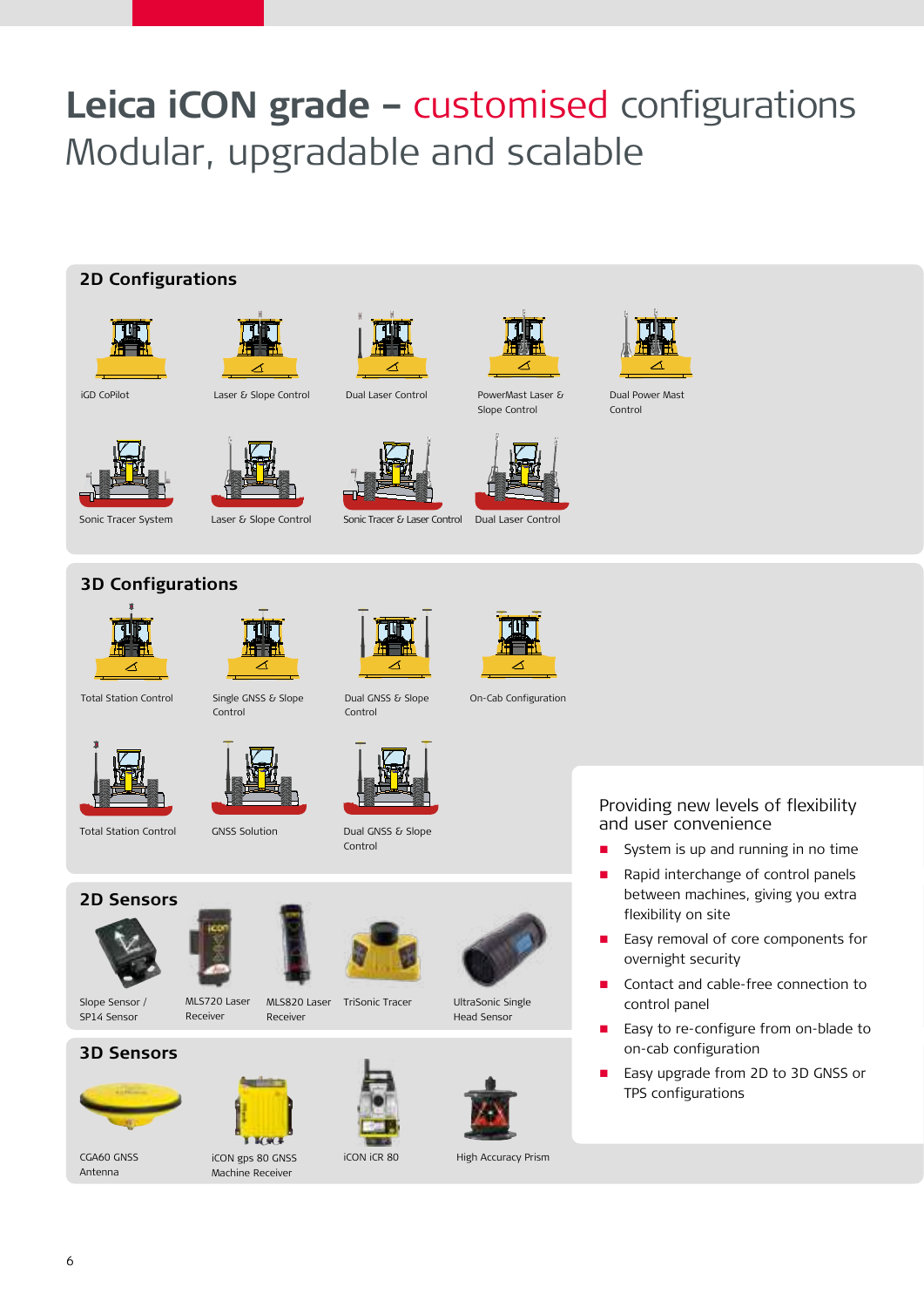# Leica iCON grade – customised configurations
## Modular, upgradable and scalable

### 2D Configurations

iGD CoPilot

Laser & Slope Control

Dual Laser Control

PowerMast Laser & Slope Control

Dual Power Mast Control

Sonic Tracer System

Laser & Slope Control

Sonic Tracer & Laser Control

Dual Laser Control

### 3D Configurations

Total Station Control

Single GNSS & Slope Control

Dual GNSS & Slope Control

On-Cab Configuration

Total Station Control

GNSS Solution

Dual GNSS & Slope Control

### 2D Sensors

Slope Sensor / SP14 Sensor

MLS720 Laser Receiver

MLS820 Laser Receiver

TriSonic Tracer

UltraSonic Single Head Sensor

### 3D Sensors

CGA60 GNSS Antenna

iCON gps 80 GNSS Machine Receiver

iCON iCR 80

High Accuracy Prism

### Providing new levels of flexibility and user convenience

- System is up and running in no time
- Rapid interchange of control panels between machines, giving you extra flexibility on site
- Easy removal of core components for overnight security
- Contact and cable-free connection to control panel
- Easy to re-configure from on-blade to on-cab configuration
- Easy upgrade from 2D to 3D GNSS or TPS configurations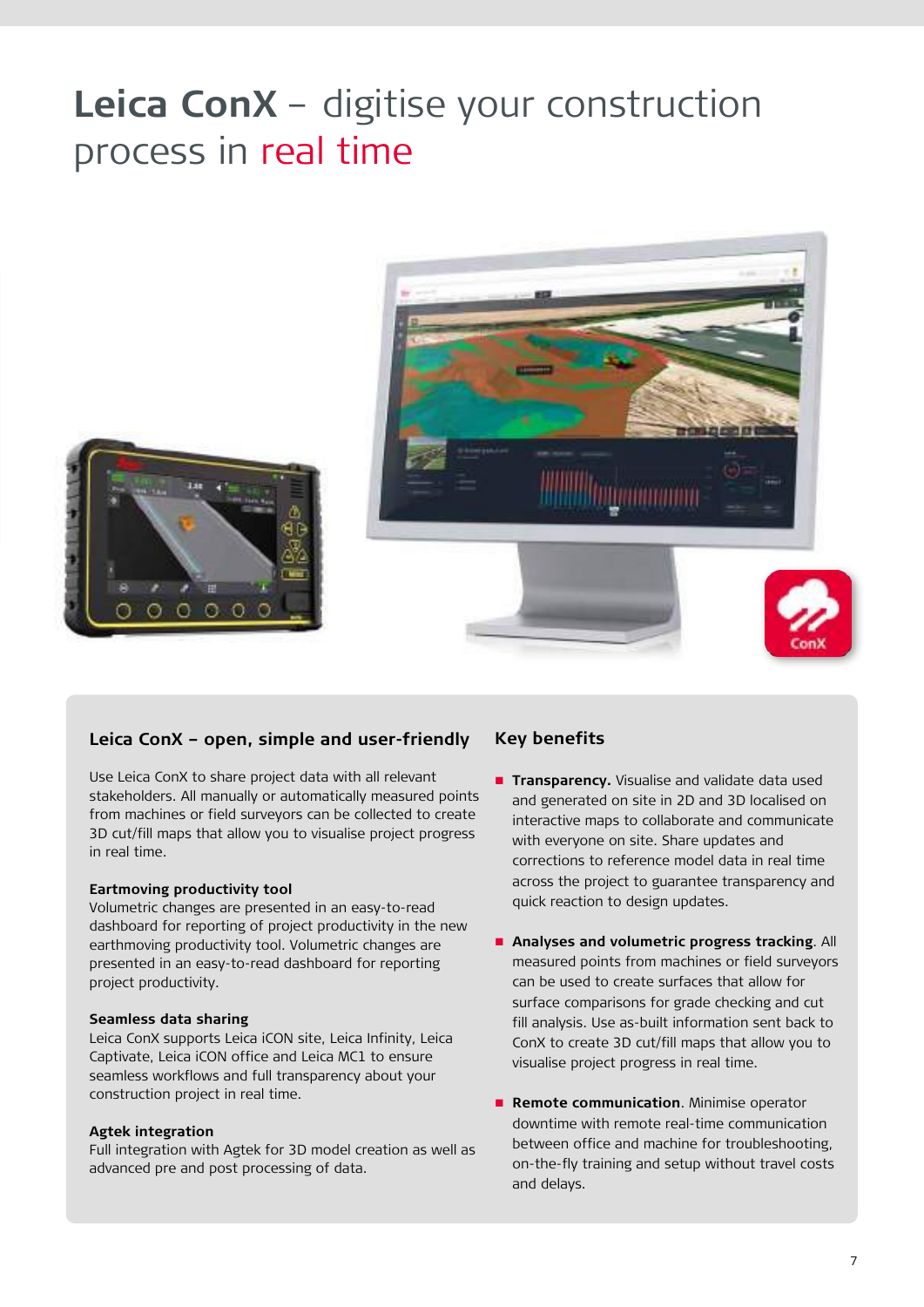# Leica ConX – digitise your construction process in real time

## Leica ConX – open, simple and user-friendly

Use Leica ConX to share project data with all relevant stakeholders. All manually or automatically measured points from machines or field surveyors can be collected to create 3D cut/fill maps that allow you to visualise project progress in real time.

### Eartmoving productivity tool

Volumetric changes are presented in an easy-to-read dashboard for reporting of project productivity in the new earthmoving productivity tool. Volumetric changes are presented in an easy-to-read dashboard for reporting project productivity.

### Seamless data sharing

Leica ConX supports Leica iCON site, Leica Infinity, Leica Captivate, Leica iCON office and Leica MC1 to ensure seamless workflows and full transparency about your construction project in real time.

### Agtek integration

Full integration with Agtek for 3D model creation as well as advanced pre and post processing of data.

## Key benefits

- **Transparency.** Visualise and validate data used and generated on site in 2D and 3D localised on interactive maps to collaborate and communicate with everyone on site. Share updates and corrections to reference model data in real time across the project to guarantee transparency and quick reaction to design updates.
- **Analyses and volumetric progress tracking**. All measured points from machines or field surveyors can be used to create surfaces that allow for surface comparisons for grade checking and cut fill analysis. Use as-built information sent back to ConX to create 3D cut/fill maps that allow you to visualise project progress in real time.
- **Remote communication**. Minimise operator downtime with remote real-time communication between office and machine for troubleshooting, on-the-fly training and setup without travel costs and delays.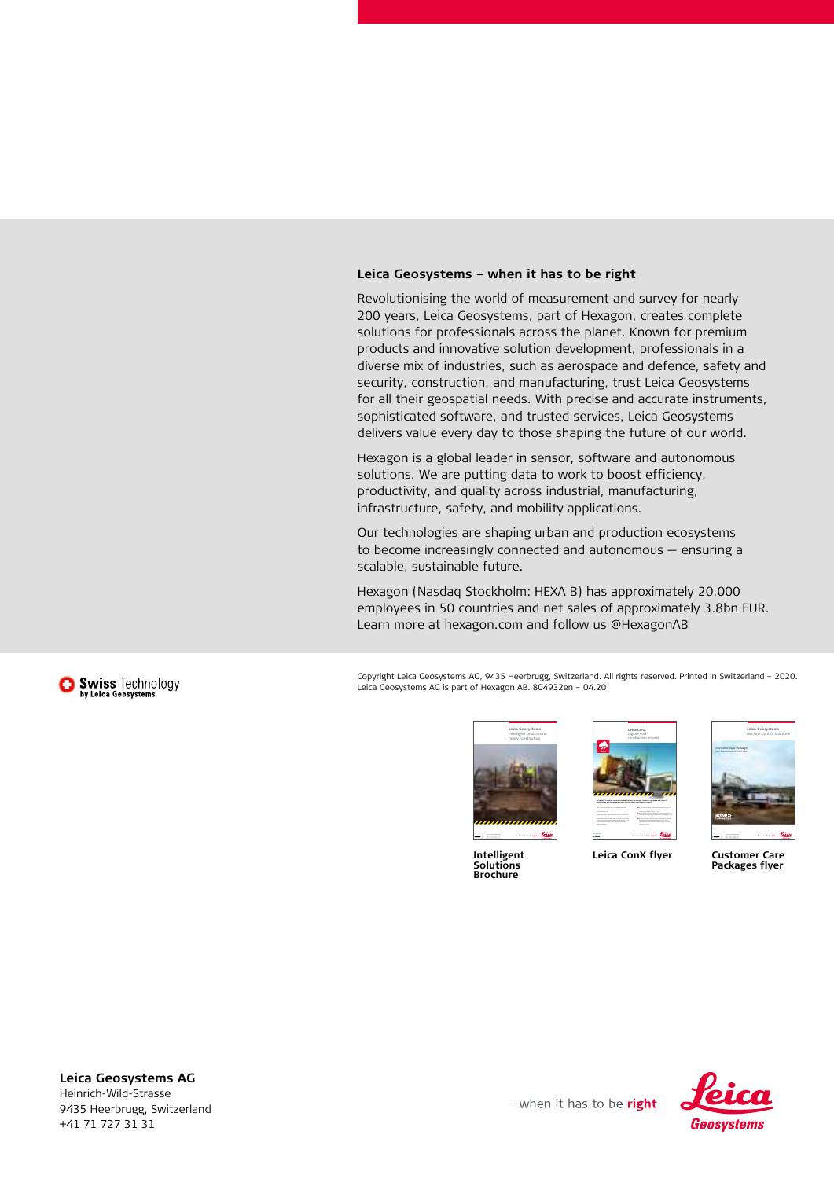## Leica Geosystems – when it has to be right

Revolutionising the world of measurement and survey for nearly 200 years, Leica Geosystems, part of Hexagon, creates complete solutions for professionals across the planet. Known for premium products and innovative solution development, professionals in a diverse mix of industries, such as aerospace and defence, safety and security, construction, and manufacturing, trust Leica Geosystems for all their geospatial needs. With precise and accurate instruments, sophisticated software, and trusted services, Leica Geosystems delivers value every day to those shaping the future of our world.

Hexagon is a global leader in sensor, software and autonomous solutions. We are putting data to work to boost efficiency, productivity, and quality across industrial, manufacturing, infrastructure, safety, and mobility applications.

Our technologies are shaping urban and production ecosystems to become increasingly connected and autonomous — ensuring a scalable, sustainable future.

Hexagon (Nasdaq Stockholm: HEXA B) has approximately 20,000 employees in 50 countries and net sales of approximately 3.8bn EUR. Learn more at hexagon.com and follow us @HexagonAB

**Swiss** Technology
by Leica Geosystems

Copyright Leica Geosystems AG, 9435 Heerbrugg, Switzerland. All rights reserved. Printed in Switzerland – 2020.
Leica Geosystems AG is part of Hexagon AB. 804932en – 04.20

**Intelligent Solutions Brochure**

**Leica ConX flyer**

**Customer Care Packages flyer**

**Leica Geosystems AG**
Heinrich-Wild-Strasse
9435 Heerbrugg, Switzerland
+41 71 727 31 31

- when it has to be **right**

Leica Geosystems